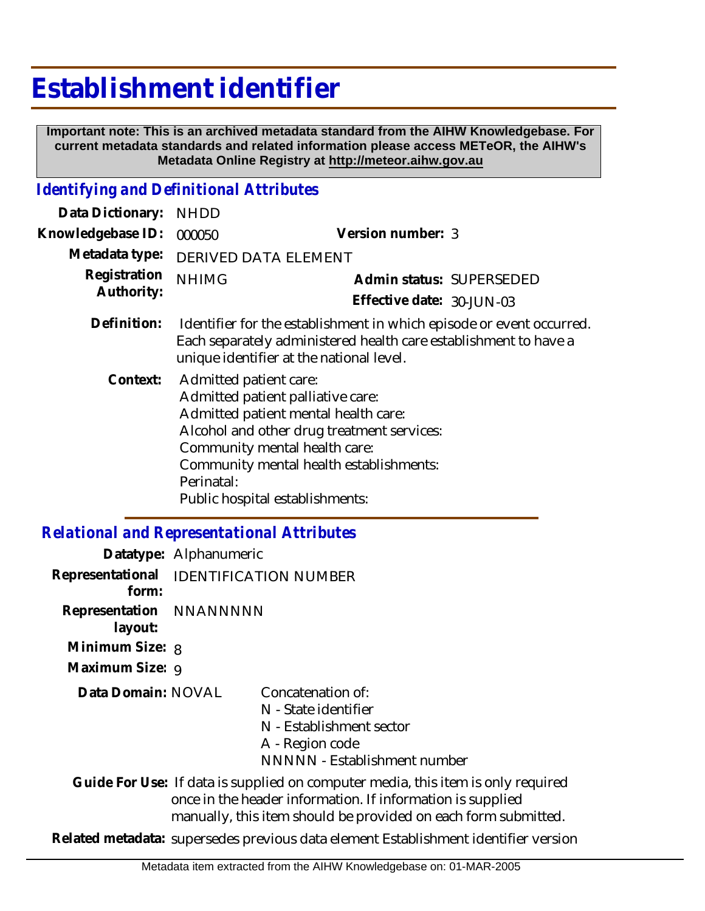# Establishment identifier

**Important note: This is an archived metadata standard from the AIHW Knowledgebase. For current metadata standards and related information please access METeOR, the AIHW's Metadata Online Registry at http://meteor.aihw.gov.au**

## *Identifying and Definitional Attributes*

**Data Dictionary:** NHDD

**Knowledgebase ID:** 000050 **Version number:** 3

**Metadata type:** DERIVED DATA ELEMENT

**Registration Authority:** NHIMG **Admin status:** SUPERSEDED

**Effective date:** 30-JUN-03

**Definition:** Identifier for the establishment in which episode or event occurred. Each separately administered health care establishment to have a unique identifier at the national level.

**Context:** Admitted patient care:
Admitted patient palliative care:
Admitted patient mental health care:
Alcohol and other drug treatment services:
Community mental health care:
Community mental health establishments:
Perinatal:
Public hospital establishments:

## *Relational and Representational Attributes*

**Datatype:** Alphanumeric

**Representational form:** IDENTIFICATION NUMBER

**Representation layout:** NNANNNNN

**Minimum Size:** 8

**Maximum Size:** 9

**Data Domain:** NOVAL

Concatenation of:
N - State identifier
N - Establishment sector
A - Region code
NNNNN - Establishment number

**Guide For Use:** If data is supplied on computer media, this item is only required once in the header information. If information is supplied manually, this item should be provided on each form submitted.

**Related metadata:** supersedes previous data element Establishment identifier version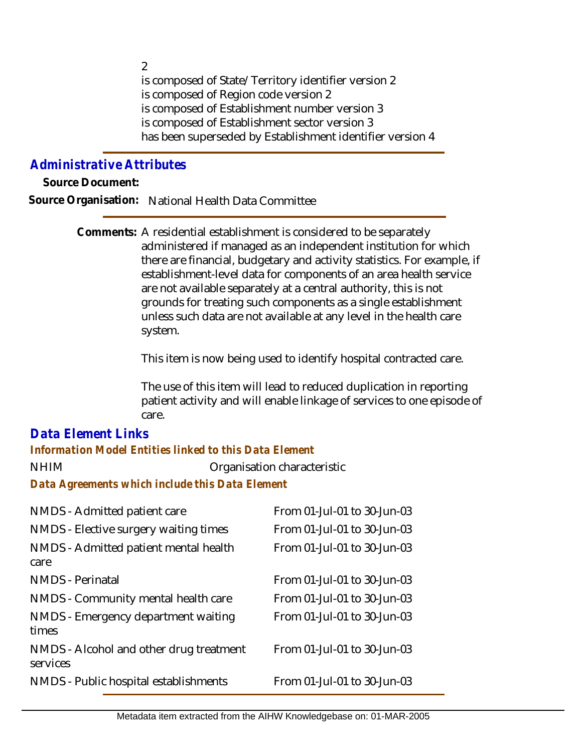2
is composed of State/Territory identifier version 2
is composed of Region code version 2
is composed of Establishment number version 3
is composed of Establishment sector version 3
has been superseded by Establishment identifier version 4

## Administrative Attributes

**Source Document:**

**Source Organisation:** National Health Data Committee

**Comments:** A residential establishment is considered to be separately administered if managed as an independent institution for which there are financial, budgetary and activity statistics. For example, if establishment-level data for components of an area health service are not available separately at a central authority, this is not grounds for treating such components as a single establishment unless such data are not available at any level in the health care system.

This item is now being used to identify hospital contracted care.

The use of this item will lead to reduced duplication in reporting patient activity and will enable linkage of services to one episode of care.

## Data Element Links

### Information Model Entities linked to this Data Element

| | |
|---|---|
| NHIM | Organisation characteristic |

### Data Agreements which include this Data Element

| | |
|---|---|
| NMDS - Admitted patient care | From 01-Jul-01 to 30-Jun-03 |
| NMDS - Elective surgery waiting times | From 01-Jul-01 to 30-Jun-03 |
| NMDS - Admitted patient mental health care | From 01-Jul-01 to 30-Jun-03 |
| NMDS - Perinatal | From 01-Jul-01 to 30-Jun-03 |
| NMDS - Community mental health care | From 01-Jul-01 to 30-Jun-03 |
| NMDS - Emergency department waiting times | From 01-Jul-01 to 30-Jun-03 |
| NMDS - Alcohol and other drug treatment services | From 01-Jul-01 to 30-Jun-03 |
| NMDS - Public hospital establishments | From 01-Jul-01 to 30-Jun-03 |

Metadata item extracted from the AIHW Knowledgebase on: 01-MAR-2005